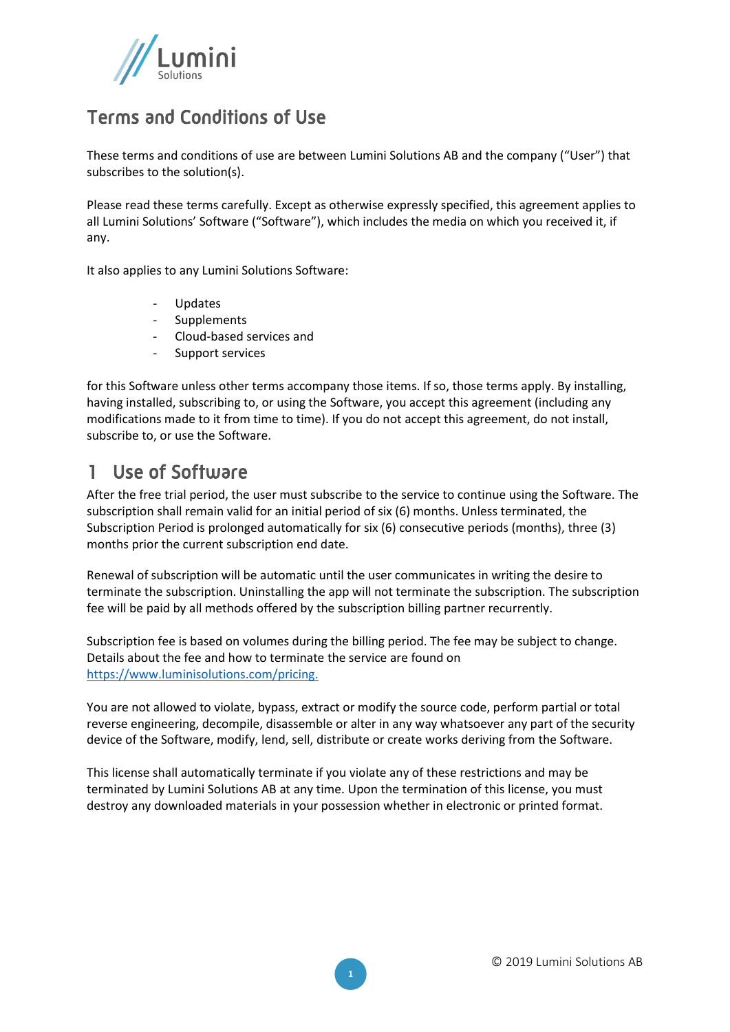# Terms and Conditions of Use

These terms and conditions of use are between Lumini Solutions AB and the company ("User") that subscribes to the solution(s).

Please read these terms carefully. Except as otherwise expressly specified, this agreement applies to all Lumini Solutions' Software ("Software"), which includes the media on which you received it, if any.

It also applies to any Lumini Solutions Software:

- Updates
- Supplements
- Cloud-based services and
- Support services

for this Software unless other terms accompany those items. If so, those terms apply. By installing, having installed, subscribing to, or using the Software, you accept this agreement (including any modifications made to it from time to time). If you do not accept this agreement, do not install, subscribe to, or use the Software.

## 1 Use of Software

After the free trial period, the user must subscribe to the service to continue using the Software. The subscription shall remain valid for an initial period of six (6) months. Unless terminated, the Subscription Period is prolonged automatically for six (6) consecutive periods (months), three (3) months prior the current subscription end date.

Renewal of subscription will be automatic until the user communicates in writing the desire to terminate the subscription. Uninstalling the app will not terminate the subscription. The subscription fee will be paid by all methods offered by the subscription billing partner recurrently.

Subscription fee is based on volumes during the billing period. The fee may be subject to change. Details about the fee and how to terminate the service are found on [https://www.luminisolutions.com/pricing.](https://www.luminisolutions.com/pricing)

You are not allowed to violate, bypass, extract or modify the source code, perform partial or total reverse engineering, decompile, disassemble or alter in any way whatsoever any part of the security device of the Software, modify, lend, sell, distribute or create works deriving from the Software.

This license shall automatically terminate if you violate any of these restrictions and may be terminated by Lumini Solutions AB at any time. Upon the termination of this license, you must destroy any downloaded materials in your possession whether in electronic or printed format.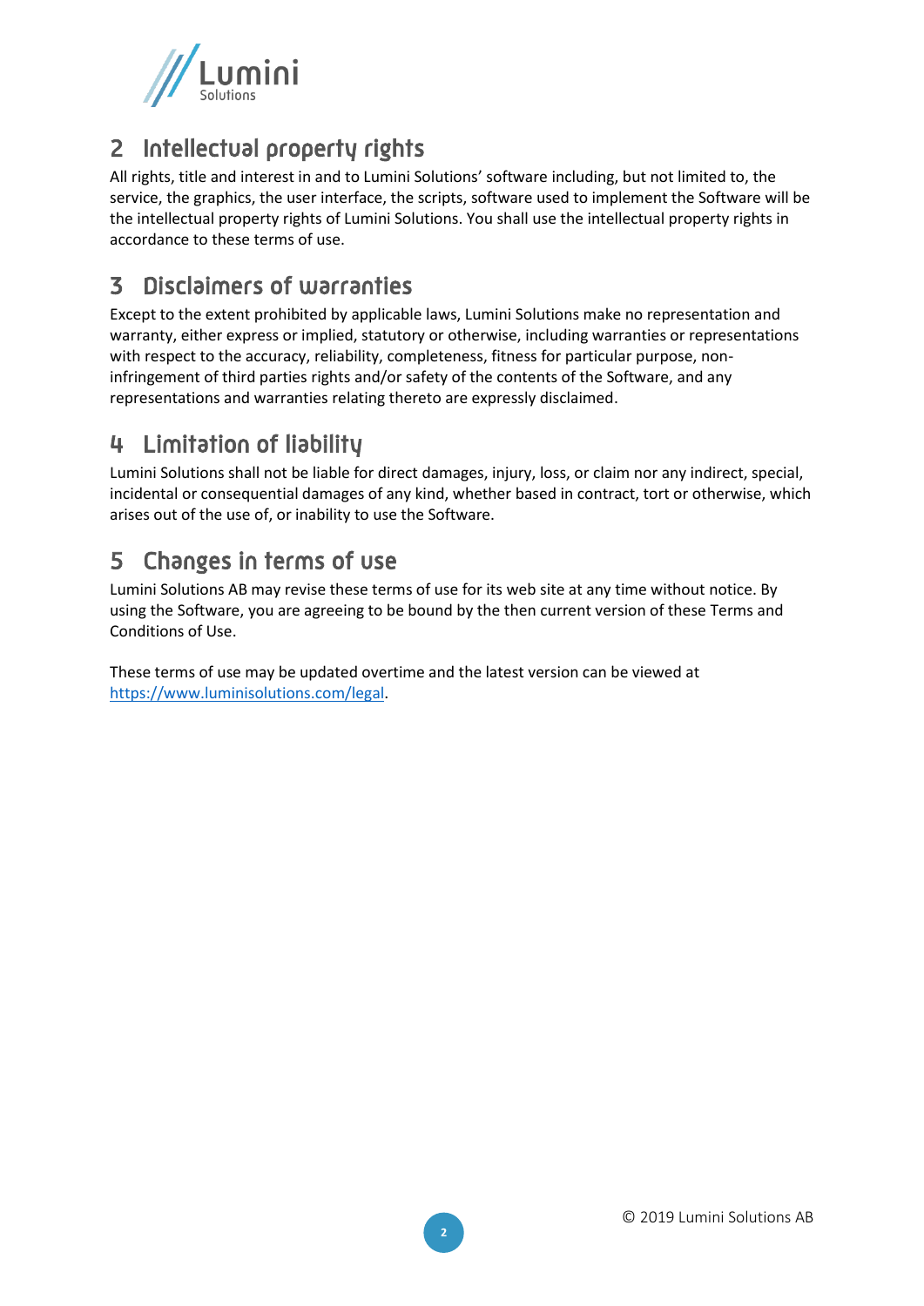## 2 Intellectual property rights

All rights, title and interest in and to Lumini Solutions' software including, but not limited to, the service, the graphics, the user interface, the scripts, software used to implement the Software will be the intellectual property rights of Lumini Solutions. You shall use the intellectual property rights in accordance to these terms of use.

## 3 Disclaimers of warranties

Except to the extent prohibited by applicable laws, Lumini Solutions make no representation and warranty, either express or implied, statutory or otherwise, including warranties or representations with respect to the accuracy, reliability, completeness, fitness for particular purpose, non-infringement of third parties rights and/or safety of the contents of the Software, and any representations and warranties relating thereto are expressly disclaimed.

## 4 Limitation of liability

Lumini Solutions shall not be liable for direct damages, injury, loss, or claim nor any indirect, special, incidental or consequential damages of any kind, whether based in contract, tort or otherwise, which arises out of the use of, or inability to use the Software.

## 5 Changes in terms of use

Lumini Solutions AB may revise these terms of use for its web site at any time without notice. By using the Software, you are agreeing to be bound by the then current version of these Terms and Conditions of Use.

These terms of use may be updated overtime and the latest version can be viewed at https://www.luminisolutions.com/legal.

© 2019 Lumini Solutions AB